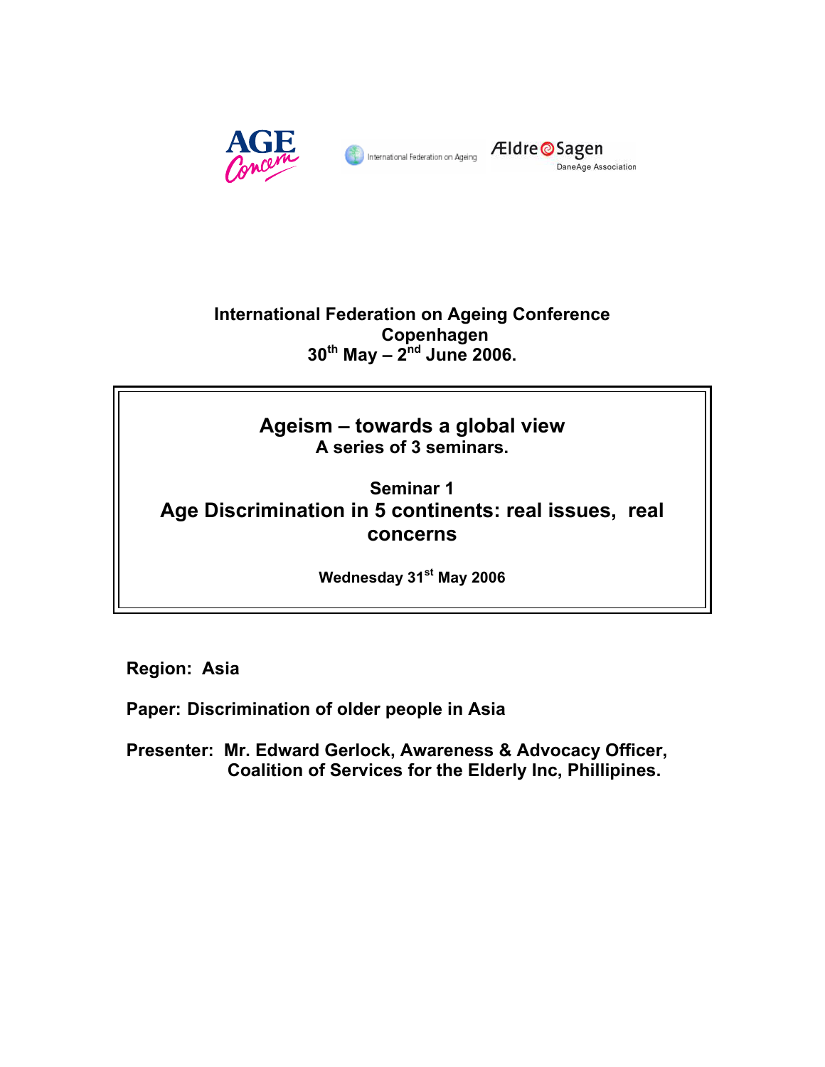AGE Concern

International Federation on Ageing

Ældre Sagen
DaneAge Association

**International Federation on Ageing Conference**
**Copenhagen**
**30th May – 2nd June 2006.**

## Ageism – towards a global view

**A series of 3 seminars.**

### Seminar 1

### Age Discrimination in 5 continents: real issues, real concerns

**Wednesday 31st May 2006**

**Region: Asia**

**Paper: Discrimination of older people in Asia**

**Presenter: Mr. Edward Gerlock, Awareness & Advocacy Officer, Coalition of Services for the Elderly Inc, Phillipines.**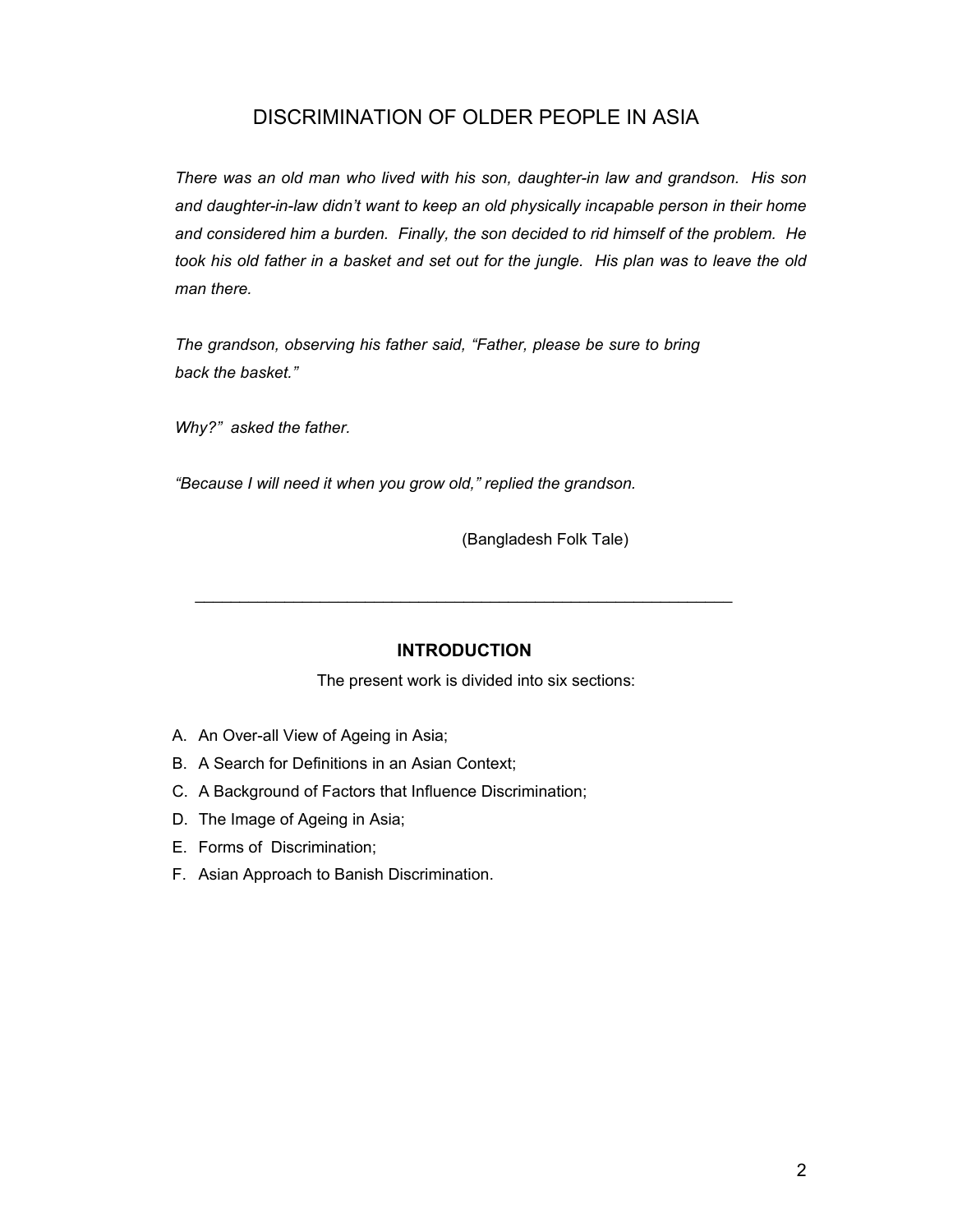# DISCRIMINATION OF OLDER PEOPLE IN ASIA

*There was an old man who lived with his son, daughter-in law and grandson. His son and daughter-in-law didn't want to keep an old physically incapable person in their home and considered him a burden. Finally, the son decided to rid himself of the problem. He took his old father in a basket and set out for the jungle. His plan was to leave the old man there.*

*The grandson, observing his father said, "Father, please be sure to bring back the basket."*

*Why?" asked the father.*

*"Because I will need it when you grow old," replied the grandson.*

(Bangladesh Folk Tale)

---

## INTRODUCTION

The present work is divided into six sections:

A. An Over-all View of Ageing in Asia;
B. A Search for Definitions in an Asian Context;
C. A Background of Factors that Influence Discrimination;
D. The Image of Ageing in Asia;
E. Forms of Discrimination;
F. Asian Approach to Banish Discrimination.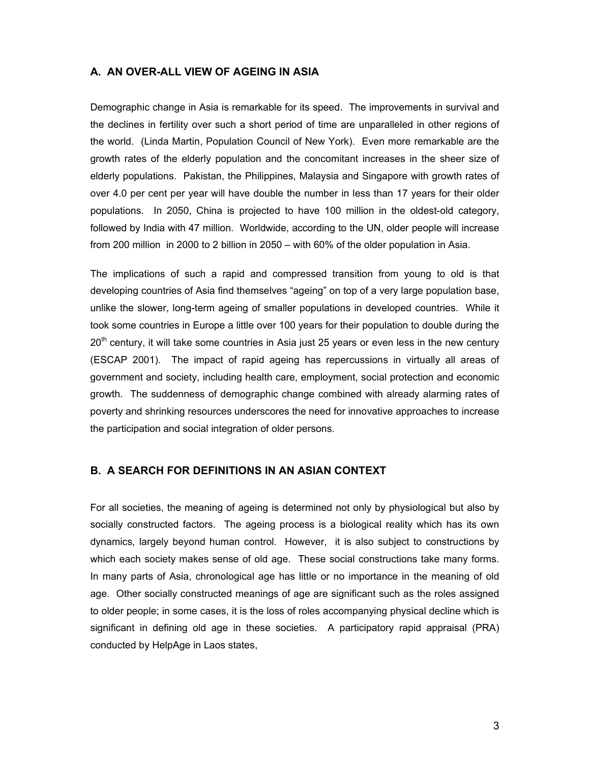## A. AN OVER-ALL VIEW OF AGEING IN ASIA

Demographic change in Asia is remarkable for its speed. The improvements in survival and the declines in fertility over such a short period of time are unparalleled in other regions of the world. (Linda Martin, Population Council of New York). Even more remarkable are the growth rates of the elderly population and the concomitant increases in the sheer size of elderly populations. Pakistan, the Philippines, Malaysia and Singapore with growth rates of over 4.0 per cent per year will have double the number in less than 17 years for their older populations. In 2050, China is projected to have 100 million in the oldest-old category, followed by India with 47 million. Worldwide, according to the UN, older people will increase from 200 million in 2000 to 2 billion in 2050 – with 60% of the older population in Asia.

The implications of such a rapid and compressed transition from young to old is that developing countries of Asia find themselves "ageing" on top of a very large population base, unlike the slower, long-term ageing of smaller populations in developed countries. While it took some countries in Europe a little over 100 years for their population to double during the 20th century, it will take some countries in Asia just 25 years or even less in the new century (ESCAP 2001). The impact of rapid ageing has repercussions in virtually all areas of government and society, including health care, employment, social protection and economic growth. The suddenness of demographic change combined with already alarming rates of poverty and shrinking resources underscores the need for innovative approaches to increase the participation and social integration of older persons.

## B. A SEARCH FOR DEFINITIONS IN AN ASIAN CONTEXT

For all societies, the meaning of ageing is determined not only by physiological but also by socially constructed factors. The ageing process is a biological reality which has its own dynamics, largely beyond human control. However, it is also subject to constructions by which each society makes sense of old age. These social constructions take many forms. In many parts of Asia, chronological age has little or no importance in the meaning of old age. Other socially constructed meanings of age are significant such as the roles assigned to older people; in some cases, it is the loss of roles accompanying physical decline which is significant in defining old age in these societies. A participatory rapid appraisal (PRA) conducted by HelpAge in Laos states,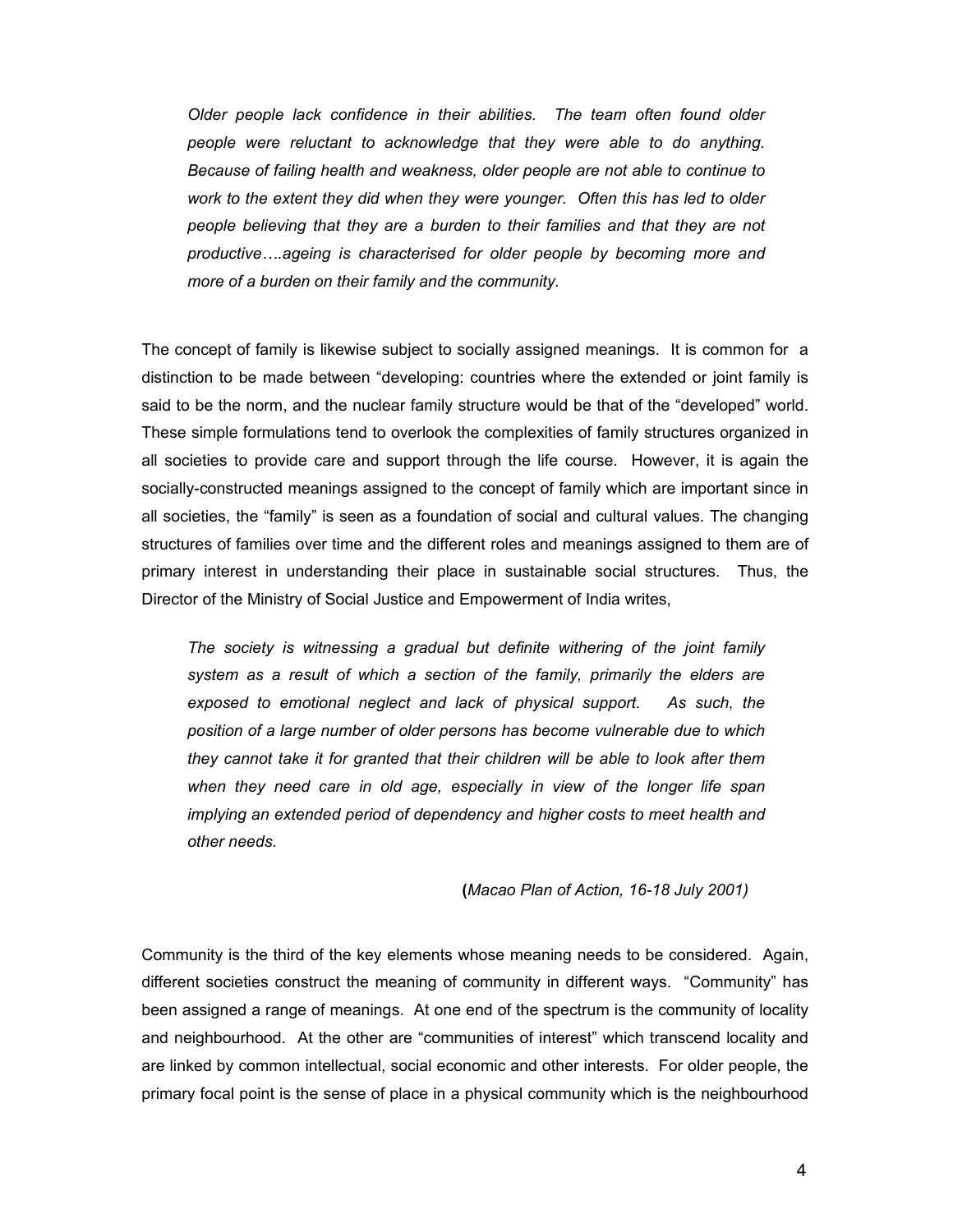*Older people lack confidence in their abilities. The team often found older people were reluctant to acknowledge that they were able to do anything. Because of failing health and weakness, older people are not able to continue to work to the extent they did when they were younger. Often this has led to older people believing that they are a burden to their families and that they are not productive….ageing is characterised for older people by becoming more and more of a burden on their family and the community.*

The concept of family is likewise subject to socially assigned meanings. It is common for a distinction to be made between "developing: countries where the extended or joint family is said to be the norm, and the nuclear family structure would be that of the "developed" world. These simple formulations tend to overlook the complexities of family structures organized in all societies to provide care and support through the life course. However, it is again the socially-constructed meanings assigned to the concept of family which are important since in all societies, the "family" is seen as a foundation of social and cultural values. The changing structures of families over time and the different roles and meanings assigned to them are of primary interest in understanding their place in sustainable social structures. Thus, the Director of the Ministry of Social Justice and Empowerment of India writes,

*The society is witnessing a gradual but definite withering of the joint family system as a result of which a section of the family, primarily the elders are exposed to emotional neglect and lack of physical support. As such, the position of a large number of older persons has become vulnerable due to which they cannot take it for granted that their children will be able to look after them when they need care in old age, especially in view of the longer life span implying an extended period of dependency and higher costs to meet health and other needs.*

(*Macao Plan of Action, 16-18 July 2001)*

Community is the third of the key elements whose meaning needs to be considered. Again, different societies construct the meaning of community in different ways. "Community" has been assigned a range of meanings. At one end of the spectrum is the community of locality and neighbourhood. At the other are "communities of interest" which transcend locality and are linked by common intellectual, social economic and other interests. For older people, the primary focal point is the sense of place in a physical community which is the neighbourhood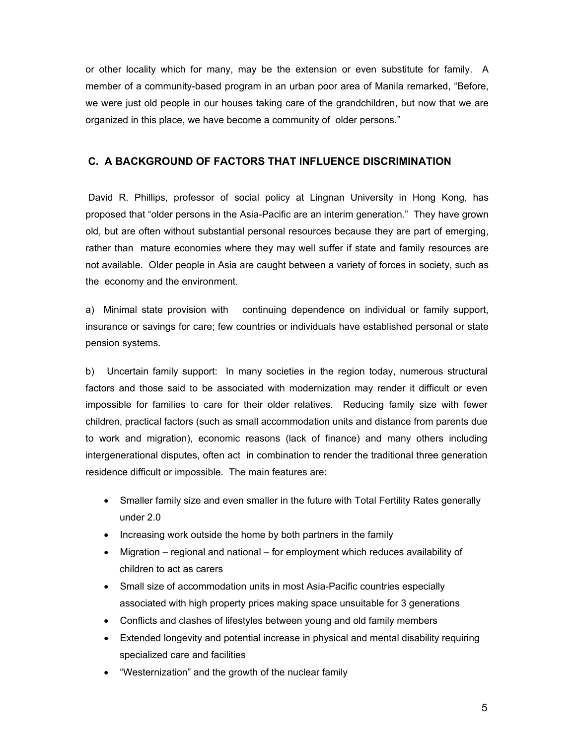or other locality which for many, may be the extension or even substitute for family. A member of a community-based program in an urban poor area of Manila remarked, "Before, we were just old people in our houses taking care of the grandchildren, but now that we are organized in this place, we have become a community of older persons."

## C. A BACKGROUND OF FACTORS THAT INFLUENCE DISCRIMINATION

David R. Phillips, professor of social policy at Lingnan University in Hong Kong, has proposed that "older persons in the Asia-Pacific are an interim generation." They have grown old, but are often without substantial personal resources because they are part of emerging, rather than mature economies where they may well suffer if state and family resources are not available. Older people in Asia are caught between a variety of forces in society, such as the economy and the environment.

a) Minimal state provision with continuing dependence on individual or family support, insurance or savings for care; few countries or individuals have established personal or state pension systems.

b) Uncertain family support: In many societies in the region today, numerous structural factors and those said to be associated with modernization may render it difficult or even impossible for families to care for their older relatives. Reducing family size with fewer children, practical factors (such as small accommodation units and distance from parents due to work and migration), economic reasons (lack of finance) and many others including intergenerational disputes, often act in combination to render the traditional three generation residence difficult or impossible. The main features are:

- Smaller family size and even smaller in the future with Total Fertility Rates generally under 2.0
- Increasing work outside the home by both partners in the family
- Migration – regional and national – for employment which reduces availability of children to act as carers
- Small size of accommodation units in most Asia-Pacific countries especially associated with high property prices making space unsuitable for 3 generations
- Conflicts and clashes of lifestyles between young and old family members
- Extended longevity and potential increase in physical and mental disability requiring specialized care and facilities
- "Westernization" and the growth of the nuclear family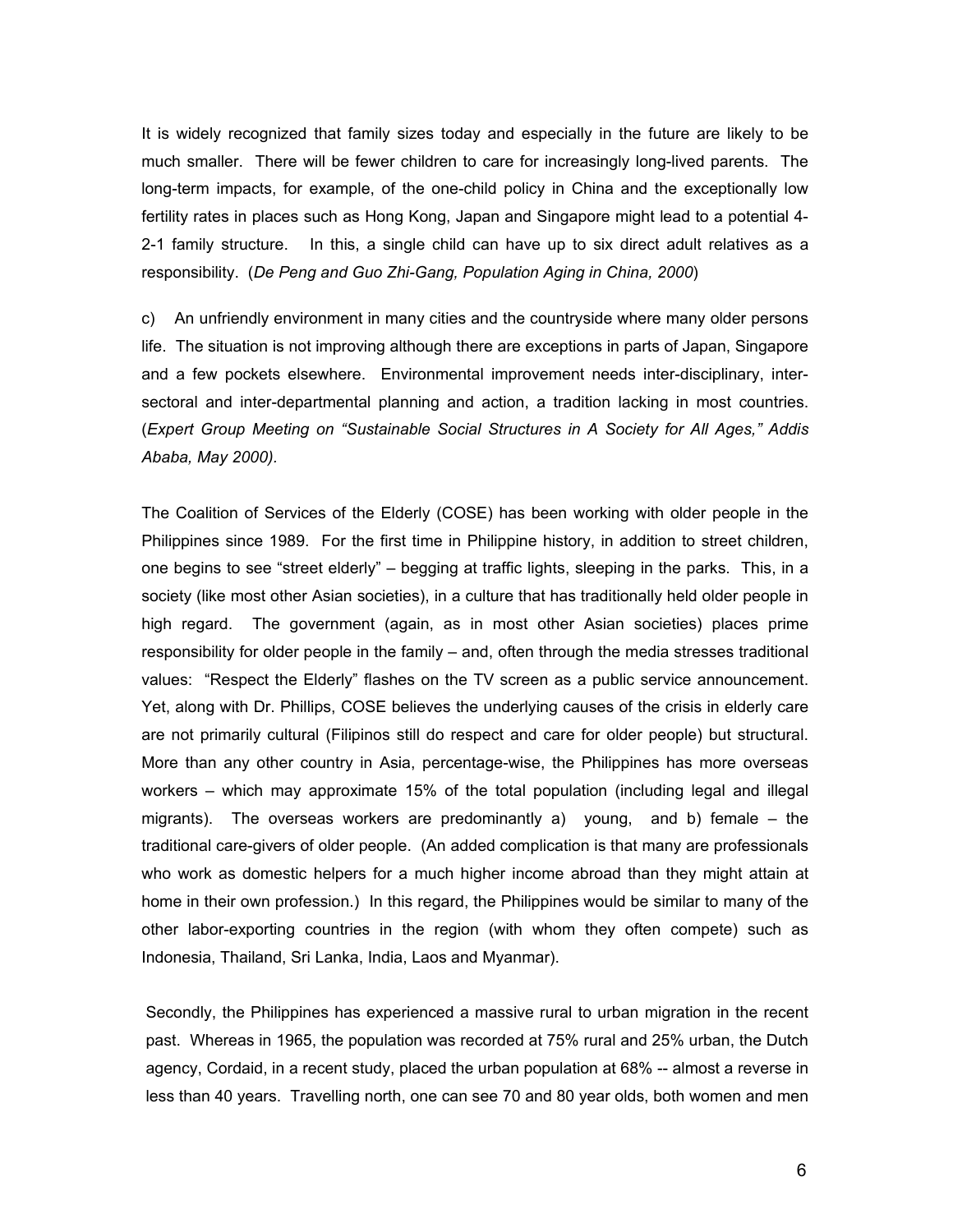It is widely recognized that family sizes today and especially in the future are likely to be much smaller. There will be fewer children to care for increasingly long-lived parents. The long-term impacts, for example, of the one-child policy in China and the exceptionally low fertility rates in places such as Hong Kong, Japan and Singapore might lead to a potential 4-2-1 family structure. In this, a single child can have up to six direct adult relatives as a responsibility. (*De Peng and Guo Zhi-Gang, Population Aging in China, 2000*)

c) An unfriendly environment in many cities and the countryside where many older persons life. The situation is not improving although there are exceptions in parts of Japan, Singapore and a few pockets elsewhere. Environmental improvement needs inter-disciplinary, inter-sectoral and inter-departmental planning and action, a tradition lacking in most countries. (*Expert Group Meeting on "Sustainable Social Structures in A Society for All Ages," Addis Ababa, May 2000).*

The Coalition of Services of the Elderly (COSE) has been working with older people in the Philippines since 1989. For the first time in Philippine history, in addition to street children, one begins to see "street elderly" – begging at traffic lights, sleeping in the parks. This, in a society (like most other Asian societies), in a culture that has traditionally held older people in high regard. The government (again, as in most other Asian societies) places prime responsibility for older people in the family – and, often through the media stresses traditional values: "Respect the Elderly" flashes on the TV screen as a public service announcement. Yet, along with Dr. Phillips, COSE believes the underlying causes of the crisis in elderly care are not primarily cultural (Filipinos still do respect and care for older people) but structural. More than any other country in Asia, percentage-wise, the Philippines has more overseas workers – which may approximate 15% of the total population (including legal and illegal migrants). The overseas workers are predominantly a) young, and b) female – the traditional care-givers of older people. (An added complication is that many are professionals who work as domestic helpers for a much higher income abroad than they might attain at home in their own profession.) In this regard, the Philippines would be similar to many of the other labor-exporting countries in the region (with whom they often compete) such as Indonesia, Thailand, Sri Lanka, India, Laos and Myanmar).

Secondly, the Philippines has experienced a massive rural to urban migration in the recent past. Whereas in 1965, the population was recorded at 75% rural and 25% urban, the Dutch agency, Cordaid, in a recent study, placed the urban population at 68% -- almost a reverse in less than 40 years. Travelling north, one can see 70 and 80 year olds, both women and men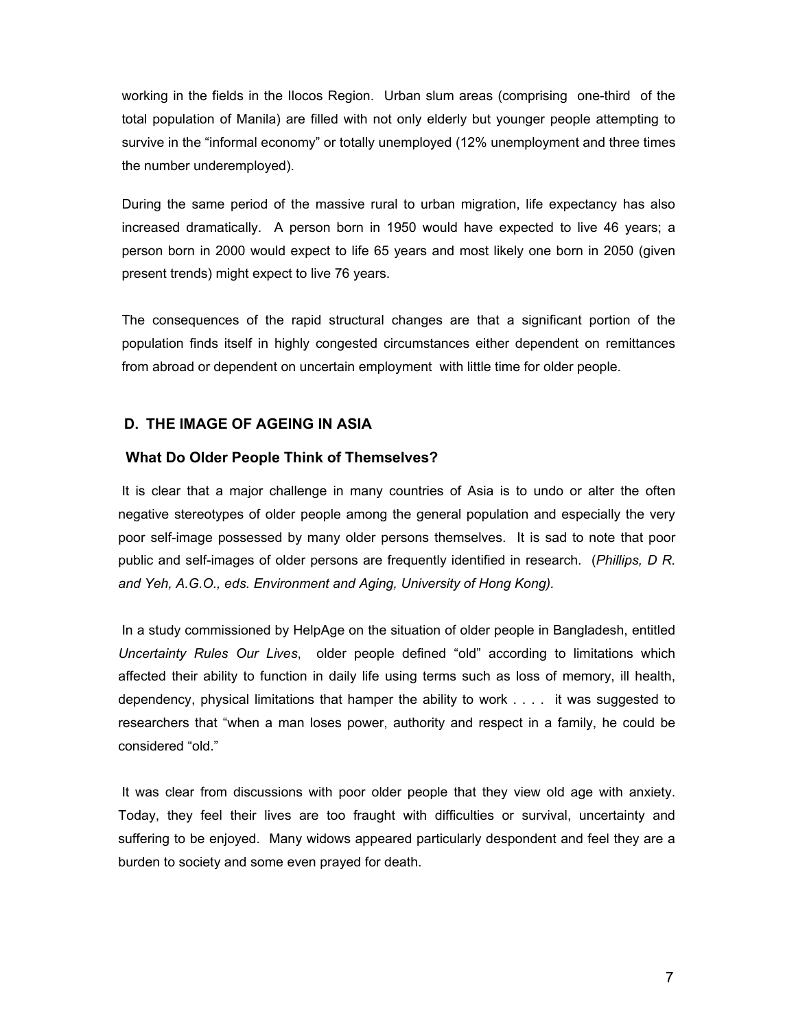working in the fields in the Ilocos Region. Urban slum areas (comprising one-third of the total population of Manila) are filled with not only elderly but younger people attempting to survive in the "informal economy" or totally unemployed (12% unemployment and three times the number underemployed).

During the same period of the massive rural to urban migration, life expectancy has also increased dramatically. A person born in 1950 would have expected to live 46 years; a person born in 2000 would expect to life 65 years and most likely one born in 2050 (given present trends) might expect to live 76 years.

The consequences of the rapid structural changes are that a significant portion of the population finds itself in highly congested circumstances either dependent on remittances from abroad or dependent on uncertain employment with little time for older people.

## D. THE IMAGE OF AGEING IN ASIA

### What Do Older People Think of Themselves?

It is clear that a major challenge in many countries of Asia is to undo or alter the often negative stereotypes of older people among the general population and especially the very poor self-image possessed by many older persons themselves. It is sad to note that poor public and self-images of older persons are frequently identified in research. (*Phillips, D R. and Yeh, A.G.O., eds. Environment and Aging, University of Hong Kong).*

In a study commissioned by HelpAge on the situation of older people in Bangladesh, entitled *Uncertainty Rules Our Lives*, older people defined "old" according to limitations which affected their ability to function in daily life using terms such as loss of memory, ill health, dependency, physical limitations that hamper the ability to work . . . . it was suggested to researchers that "when a man loses power, authority and respect in a family, he could be considered "old."

It was clear from discussions with poor older people that they view old age with anxiety. Today, they feel their lives are too fraught with difficulties or survival, uncertainty and suffering to be enjoyed. Many widows appeared particularly despondent and feel they are a burden to society and some even prayed for death.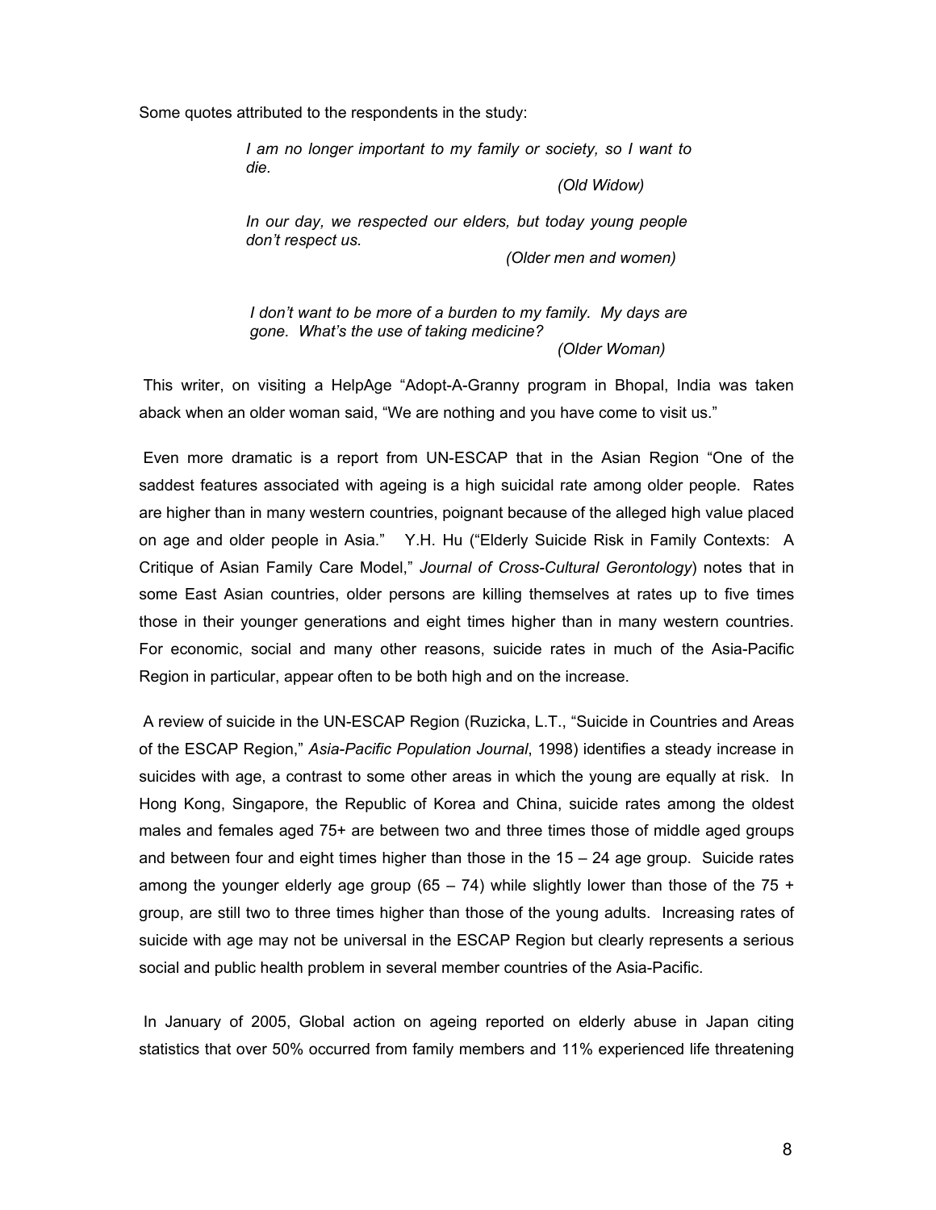Some quotes attributed to the respondents in the study:

> *I am no longer important to my family or society, so I want to die.*
>
> *(Old Widow)*
>
> *In our day, we respected our elders, but today young people don't respect us.*
>
> *(Older men and women)*
>
> *I don't want to be more of a burden to my family. My days are gone. What's the use of taking medicine?*
>
> *(Older Woman)*

This writer, on visiting a HelpAge "Adopt-A-Granny program in Bhopal, India was taken aback when an older woman said, "We are nothing and you have come to visit us."

Even more dramatic is a report from UN-ESCAP that in the Asian Region "One of the saddest features associated with ageing is a high suicidal rate among older people. Rates are higher than in many western countries, poignant because of the alleged high value placed on age and older people in Asia." Y.H. Hu ("Elderly Suicide Risk in Family Contexts: A Critique of Asian Family Care Model," *Journal of Cross-Cultural Gerontology*) notes that in some East Asian countries, older persons are killing themselves at rates up to five times those in their younger generations and eight times higher than in many western countries. For economic, social and many other reasons, suicide rates in much of the Asia-Pacific Region in particular, appear often to be both high and on the increase.

A review of suicide in the UN-ESCAP Region (Ruzicka, L.T., "Suicide in Countries and Areas of the ESCAP Region," *Asia-Pacific Population Journal*, 1998) identifies a steady increase in suicides with age, a contrast to some other areas in which the young are equally at risk. In Hong Kong, Singapore, the Republic of Korea and China, suicide rates among the oldest males and females aged 75+ are between two and three times those of middle aged groups and between four and eight times higher than those in the 15 – 24 age group. Suicide rates among the younger elderly age group (65 – 74) while slightly lower than those of the 75 + group, are still two to three times higher than those of the young adults. Increasing rates of suicide with age may not be universal in the ESCAP Region but clearly represents a serious social and public health problem in several member countries of the Asia-Pacific.

In January of 2005, Global action on ageing reported on elderly abuse in Japan citing statistics that over 50% occurred from family members and 11% experienced life threatening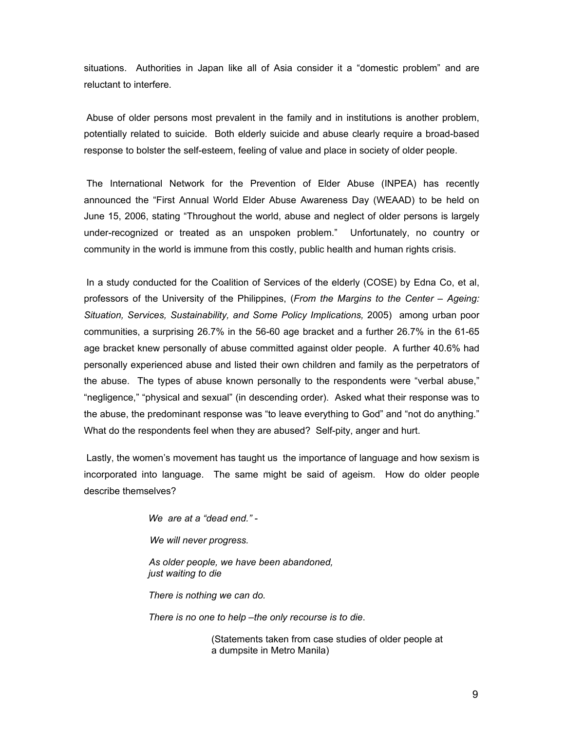situations. Authorities in Japan like all of Asia consider it a "domestic problem" and are reluctant to interfere.

Abuse of older persons most prevalent in the family and in institutions is another problem, potentially related to suicide. Both elderly suicide and abuse clearly require a broad-based response to bolster the self-esteem, feeling of value and place in society of older people.

The International Network for the Prevention of Elder Abuse (INPEA) has recently announced the "First Annual World Elder Abuse Awareness Day (WEAAD) to be held on June 15, 2006, stating "Throughout the world, abuse and neglect of older persons is largely under-recognized or treated as an unspoken problem." Unfortunately, no country or community in the world is immune from this costly, public health and human rights crisis.

In a study conducted for the Coalition of Services of the elderly (COSE) by Edna Co, et al, professors of the University of the Philippines, (*From the Margins to the Center – Ageing: Situation, Services, Sustainability, and Some Policy Implications,* 2005) among urban poor communities, a surprising 26.7% in the 56-60 age bracket and a further 26.7% in the 61-65 age bracket knew personally of abuse committed against older people. A further 40.6% had personally experienced abuse and listed their own children and family as the perpetrators of the abuse. The types of abuse known personally to the respondents were "verbal abuse," "negligence," "physical and sexual" (in descending order). Asked what their response was to the abuse, the predominant response was "to leave everything to God" and "not do anything." What do the respondents feel when they are abused? Self-pity, anger and hurt.

Lastly, the women's movement has taught us the importance of language and how sexism is incorporated into language. The same might be said of ageism. How do older people describe themselves?

> *We are at a "dead end." -*
>
> *We will never progress.*
>
> *As older people, we have been abandoned,*
> *just waiting to die*
>
> *There is nothing we can do.*
>
> *There is no one to help –the only recourse is to die.*
>
> (Statements taken from case studies of older people at a dumpsite in Metro Manila)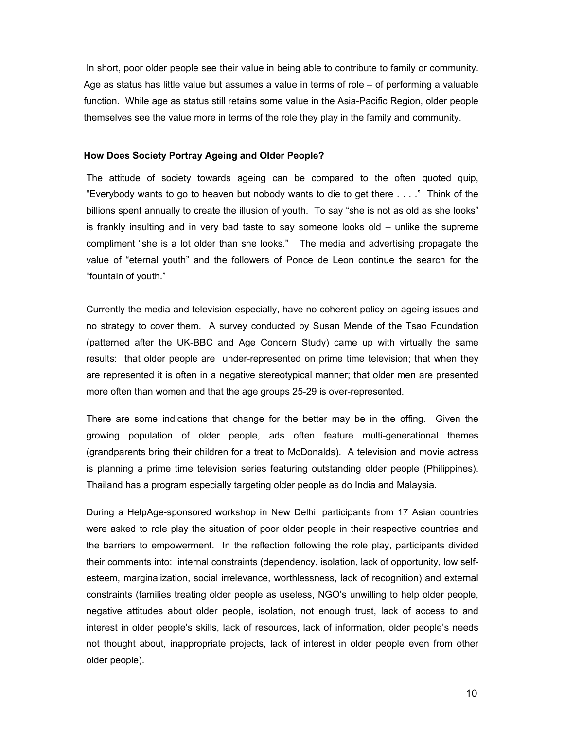In short, poor older people see their value in being able to contribute to family or community. Age as status has little value but assumes a value in terms of role – of performing a valuable function. While age as status still retains some value in the Asia-Pacific Region, older people themselves see the value more in terms of the role they play in the family and community.

**How Does Society Portray Ageing and Older People?**

The attitude of society towards ageing can be compared to the often quoted quip, "Everybody wants to go to heaven but nobody wants to die to get there . . . ." Think of the billions spent annually to create the illusion of youth. To say "she is not as old as she looks" is frankly insulting and in very bad taste to say someone looks old – unlike the supreme compliment "she is a lot older than she looks." The media and advertising propagate the value of "eternal youth" and the followers of Ponce de Leon continue the search for the "fountain of youth."

Currently the media and television especially, have no coherent policy on ageing issues and no strategy to cover them. A survey conducted by Susan Mende of the Tsao Foundation (patterned after the UK-BBC and Age Concern Study) came up with virtually the same results: that older people are under-represented on prime time television; that when they are represented it is often in a negative stereotypical manner; that older men are presented more often than women and that the age groups 25-29 is over-represented.

There are some indications that change for the better may be in the offing. Given the growing population of older people, ads often feature multi-generational themes (grandparents bring their children for a treat to McDonalds). A television and movie actress is planning a prime time television series featuring outstanding older people (Philippines). Thailand has a program especially targeting older people as do India and Malaysia.

During a HelpAge-sponsored workshop in New Delhi, participants from 17 Asian countries were asked to role play the situation of poor older people in their respective countries and the barriers to empowerment. In the reflection following the role play, participants divided their comments into: internal constraints (dependency, isolation, lack of opportunity, low self-esteem, marginalization, social irrelevance, worthlessness, lack of recognition) and external constraints (families treating older people as useless, NGO's unwilling to help older people, negative attitudes about older people, isolation, not enough trust, lack of access to and interest in older people's skills, lack of resources, lack of information, older people's needs not thought about, inappropriate projects, lack of interest in older people even from other older people).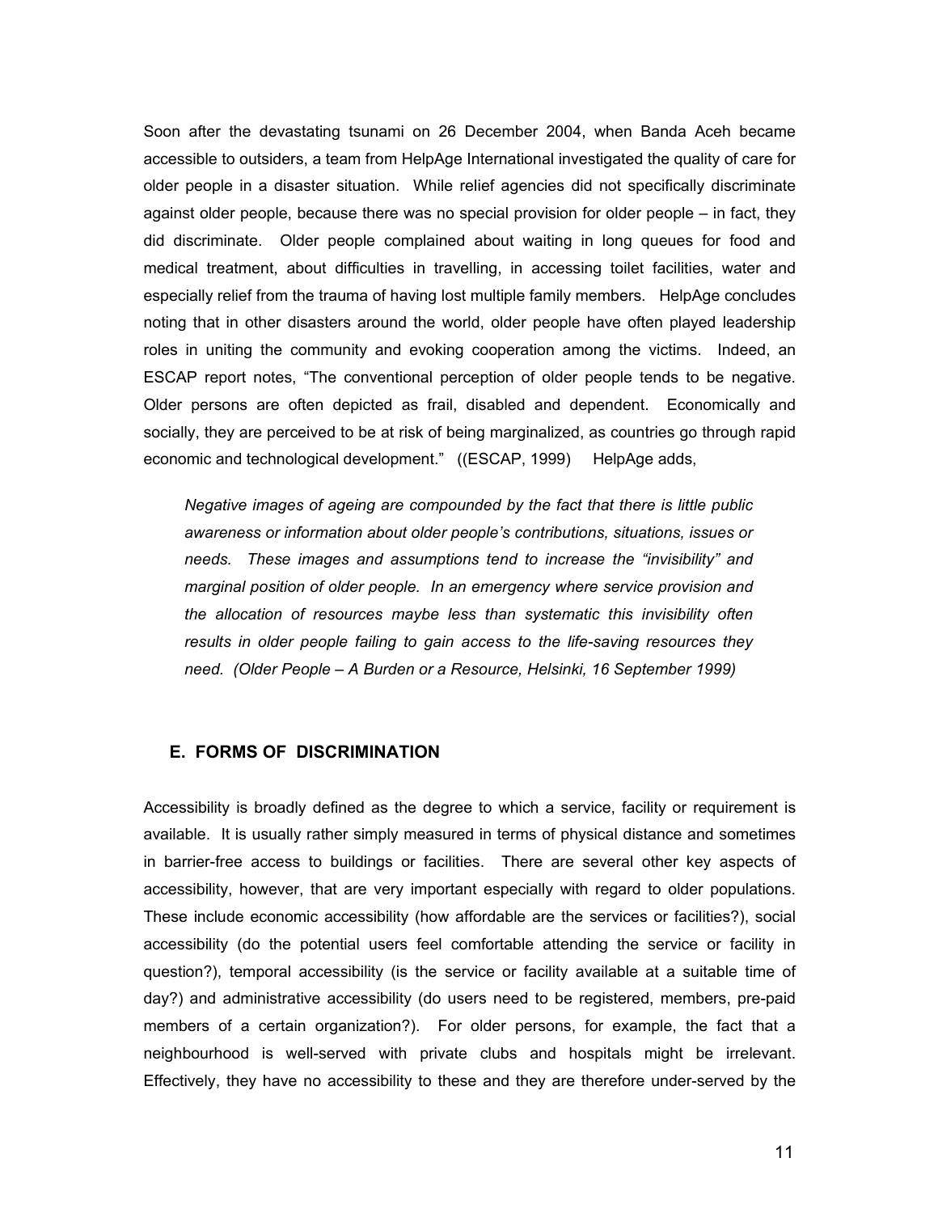Soon after the devastating tsunami on 26 December 2004, when Banda Aceh became accessible to outsiders, a team from HelpAge International investigated the quality of care for older people in a disaster situation. While relief agencies did not specifically discriminate against older people, because there was no special provision for older people – in fact, they did discriminate. Older people complained about waiting in long queues for food and medical treatment, about difficulties in travelling, in accessing toilet facilities, water and especially relief from the trauma of having lost multiple family members. HelpAge concludes noting that in other disasters around the world, older people have often played leadership roles in uniting the community and evoking cooperation among the victims. Indeed, an ESCAP report notes, "The conventional perception of older people tends to be negative. Older persons are often depicted as frail, disabled and dependent. Economically and socially, they are perceived to be at risk of being marginalized, as countries go through rapid economic and technological development." ((ESCAP, 1999) HelpAge adds,

> *Negative images of ageing are compounded by the fact that there is little public awareness or information about older people's contributions, situations, issues or needs. These images and assumptions tend to increase the "invisibility" and marginal position of older people. In an emergency where service provision and the allocation of resources maybe less than systematic this invisibility often results in older people failing to gain access to the life-saving resources they need. (Older People – A Burden or a Resource, Helsinki, 16 September 1999)*

## E. FORMS OF DISCRIMINATION

Accessibility is broadly defined as the degree to which a service, facility or requirement is available. It is usually rather simply measured in terms of physical distance and sometimes in barrier-free access to buildings or facilities. There are several other key aspects of accessibility, however, that are very important especially with regard to older populations. These include economic accessibility (how affordable are the services or facilities?), social accessibility (do the potential users feel comfortable attending the service or facility in question?), temporal accessibility (is the service or facility available at a suitable time of day?) and administrative accessibility (do users need to be registered, members, pre-paid members of a certain organization?). For older persons, for example, the fact that a neighbourhood is well-served with private clubs and hospitals might be irrelevant. Effectively, they have no accessibility to these and they are therefore under-served by the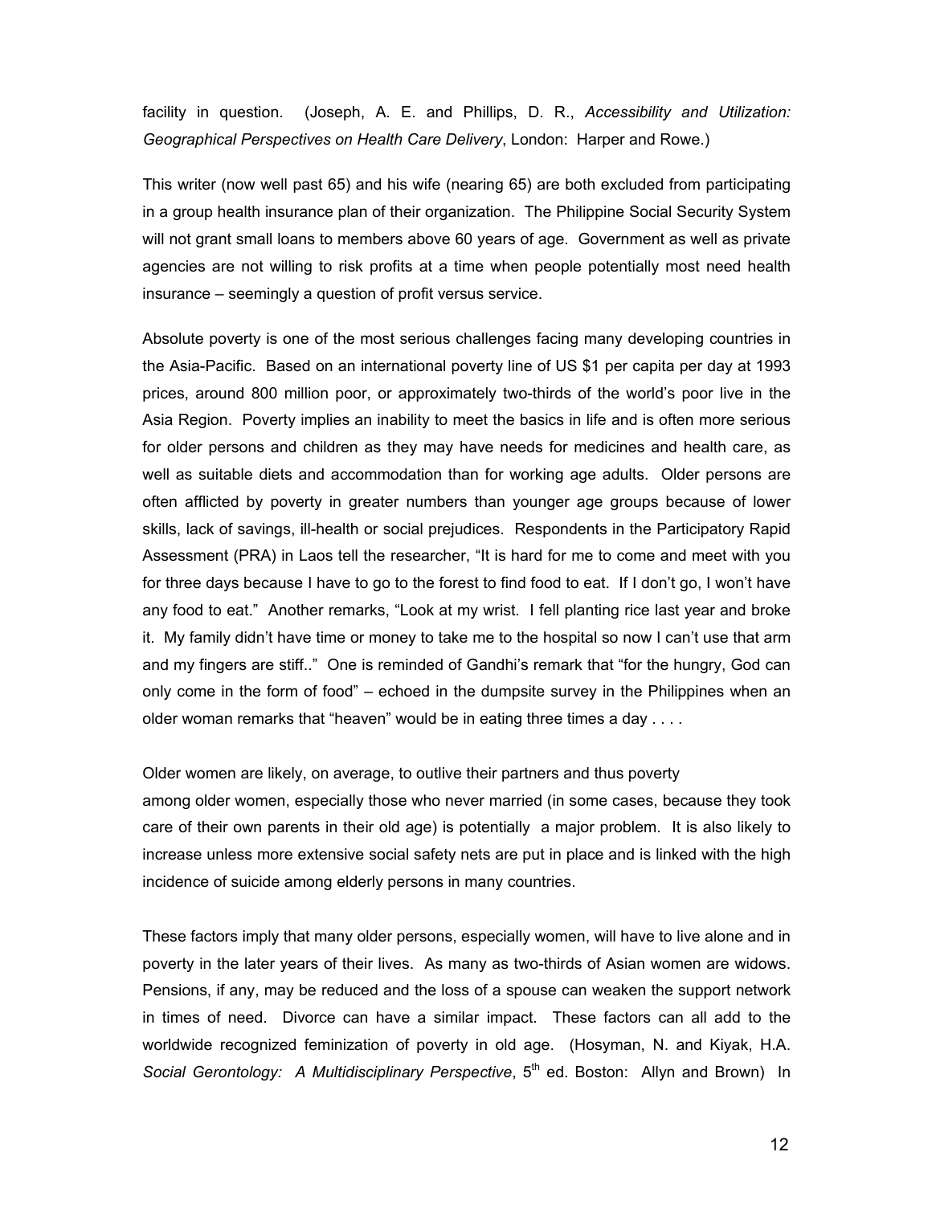facility in question. (Joseph, A. E. and Phillips, D. R., *Accessibility and Utilization: Geographical Perspectives on Health Care Delivery*, London: Harper and Rowe.)

This writer (now well past 65) and his wife (nearing 65) are both excluded from participating in a group health insurance plan of their organization. The Philippine Social Security System will not grant small loans to members above 60 years of age. Government as well as private agencies are not willing to risk profits at a time when people potentially most need health insurance – seemingly a question of profit versus service.

Absolute poverty is one of the most serious challenges facing many developing countries in the Asia-Pacific. Based on an international poverty line of US $1 per capita per day at 1993 prices, around 800 million poor, or approximately two-thirds of the world's poor live in the Asia Region. Poverty implies an inability to meet the basics in life and is often more serious for older persons and children as they may have needs for medicines and health care, as well as suitable diets and accommodation than for working age adults. Older persons are often afflicted by poverty in greater numbers than younger age groups because of lower skills, lack of savings, ill-health or social prejudices. Respondents in the Participatory Rapid Assessment (PRA) in Laos tell the researcher, "It is hard for me to come and meet with you for three days because I have to go to the forest to find food to eat. If I don't go, I won't have any food to eat." Another remarks, "Look at my wrist. I fell planting rice last year and broke it. My family didn't have time or money to take me to the hospital so now I can't use that arm and my fingers are stiff.." One is reminded of Gandhi's remark that "for the hungry, God can only come in the form of food" – echoed in the dumpsite survey in the Philippines when an older woman remarks that "heaven" would be in eating three times a day . . . .

Older women are likely, on average, to outlive their partners and thus poverty among older women, especially those who never married (in some cases, because they took care of their own parents in their old age) is potentially a major problem. It is also likely to increase unless more extensive social safety nets are put in place and is linked with the high incidence of suicide among elderly persons in many countries.

These factors imply that many older persons, especially women, will have to live alone and in poverty in the later years of their lives. As many as two-thirds of Asian women are widows. Pensions, if any, may be reduced and the loss of a spouse can weaken the support network in times of need. Divorce can have a similar impact. These factors can all add to the worldwide recognized feminization of poverty in old age. (Hosyman, N. and Kiyak, H.A. *Social Gerontology: A Multidisciplinary Perspective*, 5th ed. Boston: Allyn and Brown) In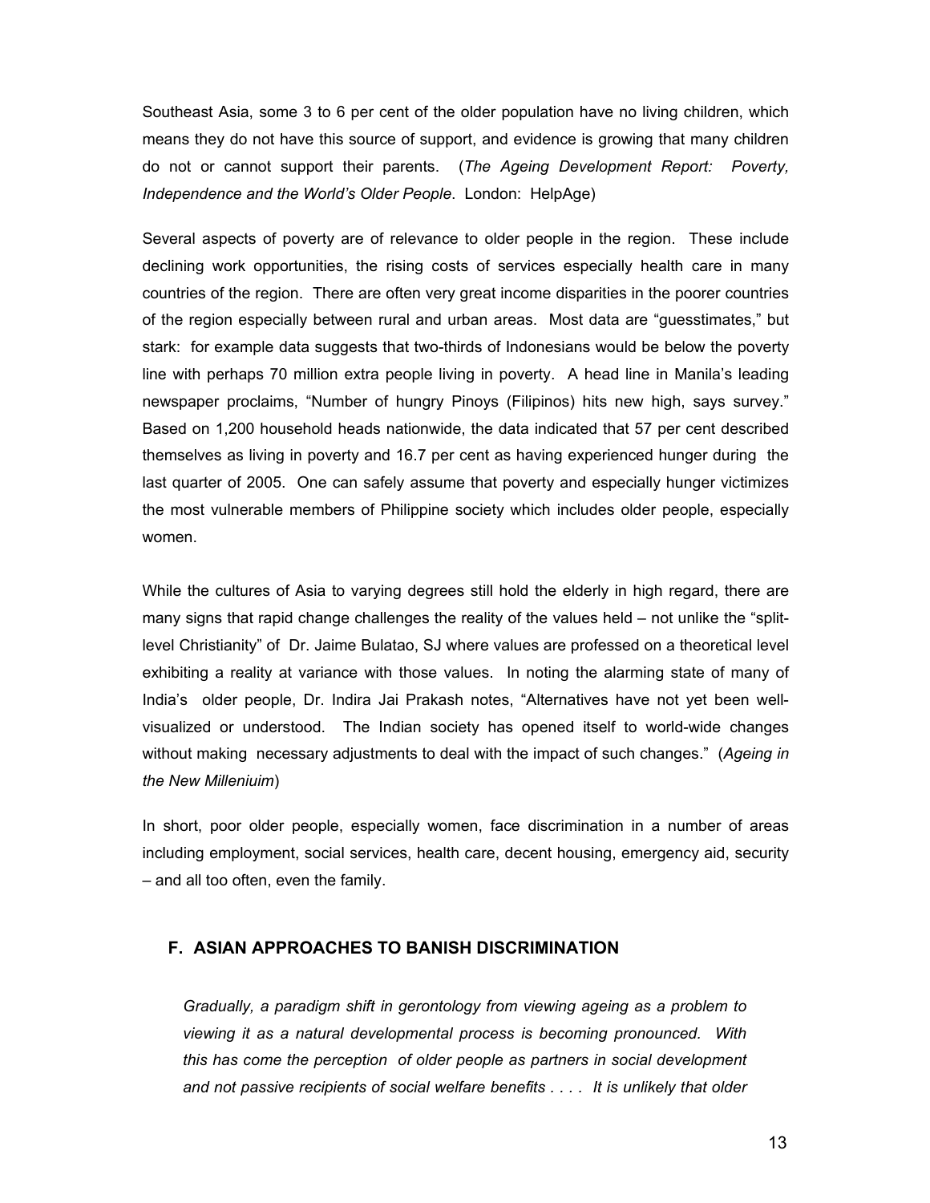Southeast Asia, some 3 to 6 per cent of the older population have no living children, which means they do not have this source of support, and evidence is growing that many children do not or cannot support their parents. (*The Ageing Development Report: Poverty, Independence and the World's Older People*. London: HelpAge)

Several aspects of poverty are of relevance to older people in the region. These include declining work opportunities, the rising costs of services especially health care in many countries of the region. There are often very great income disparities in the poorer countries of the region especially between rural and urban areas. Most data are "guesstimates," but stark: for example data suggests that two-thirds of Indonesians would be below the poverty line with perhaps 70 million extra people living in poverty. A head line in Manila's leading newspaper proclaims, "Number of hungry Pinoys (Filipinos) hits new high, says survey." Based on 1,200 household heads nationwide, the data indicated that 57 per cent described themselves as living in poverty and 16.7 per cent as having experienced hunger during the last quarter of 2005. One can safely assume that poverty and especially hunger victimizes the most vulnerable members of Philippine society which includes older people, especially women.

While the cultures of Asia to varying degrees still hold the elderly in high regard, there are many signs that rapid change challenges the reality of the values held – not unlike the "split-level Christianity" of Dr. Jaime Bulatao, SJ where values are professed on a theoretical level exhibiting a reality at variance with those values. In noting the alarming state of many of India's older people, Dr. Indira Jai Prakash notes, "Alternatives have not yet been well-visualized or understood. The Indian society has opened itself to world-wide changes without making necessary adjustments to deal with the impact of such changes." (*Ageing in the New Milleniuim*)

In short, poor older people, especially women, face discrimination in a number of areas including employment, social services, health care, decent housing, emergency aid, security – and all too often, even the family.

## F. ASIAN APPROACHES TO BANISH DISCRIMINATION

*Gradually, a paradigm shift in gerontology from viewing ageing as a problem to viewing it as a natural developmental process is becoming pronounced. With this has come the perception of older people as partners in social development and not passive recipients of social welfare benefits . . . . It is unlikely that older*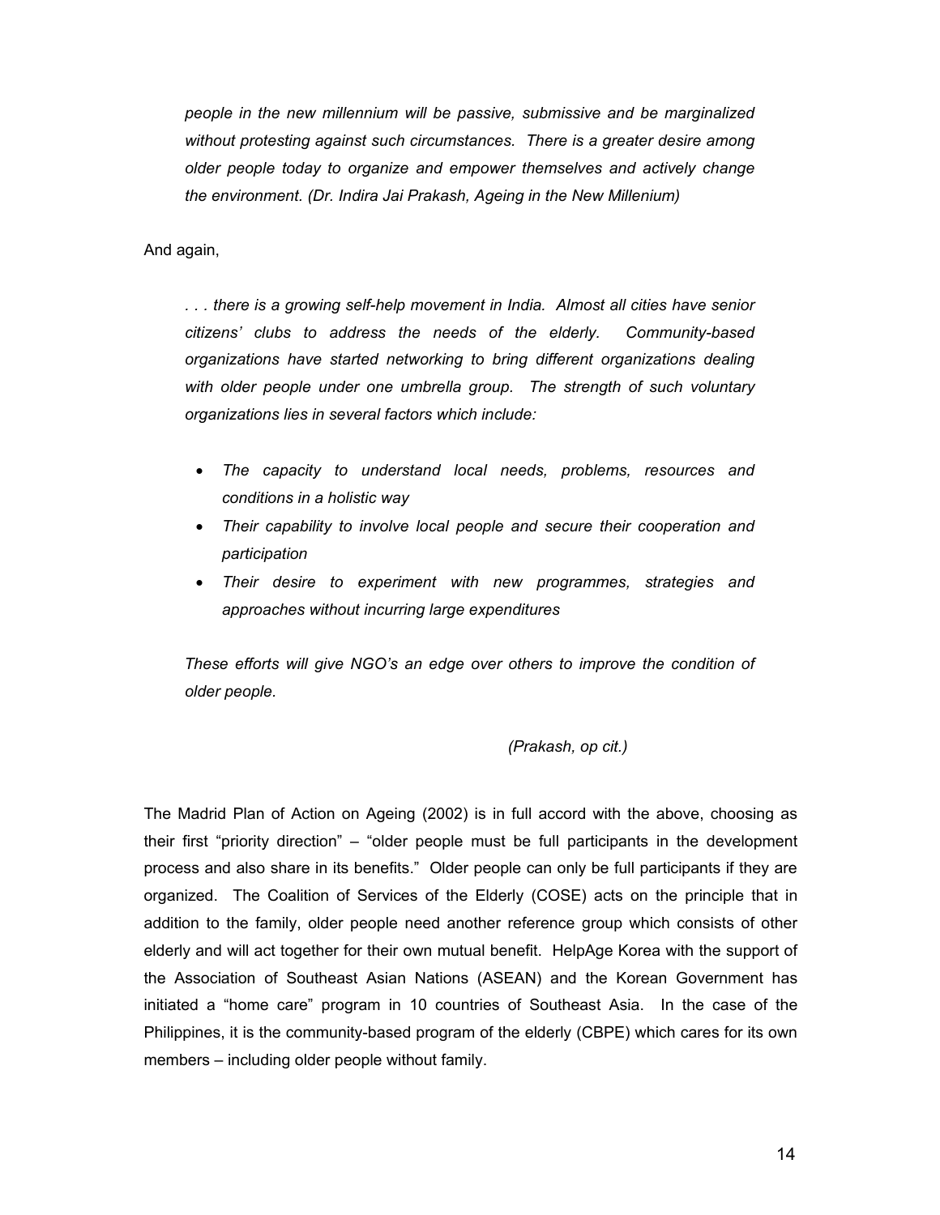> *people in the new millennium will be passive, submissive and be marginalized without protesting against such circumstances. There is a greater desire among older people today to organize and empower themselves and actively change the environment. (Dr. Indira Jai Prakash, Ageing in the New Millenium)*

And again,

> *. . . there is a growing self-help movement in India. Almost all cities have senior citizens' clubs to address the needs of the elderly. Community-based organizations have started networking to bring different organizations dealing with older people under one umbrella group. The strength of such voluntary organizations lies in several factors which include:*
>
> - *The capacity to understand local needs, problems, resources and conditions in a holistic way*
> - *Their capability to involve local people and secure their cooperation and participation*
> - *Their desire to experiment with new programmes, strategies and approaches without incurring large expenditures*
>
> *These efforts will give NGO's an edge over others to improve the condition of older people.*
>
> *(Prakash, op cit.)*

The Madrid Plan of Action on Ageing (2002) is in full accord with the above, choosing as their first "priority direction" – "older people must be full participants in the development process and also share in its benefits." Older people can only be full participants if they are organized. The Coalition of Services of the Elderly (COSE) acts on the principle that in addition to the family, older people need another reference group which consists of other elderly and will act together for their own mutual benefit. HelpAge Korea with the support of the Association of Southeast Asian Nations (ASEAN) and the Korean Government has initiated a "home care" program in 10 countries of Southeast Asia. In the case of the Philippines, it is the community-based program of the elderly (CBPE) which cares for its own members – including older people without family.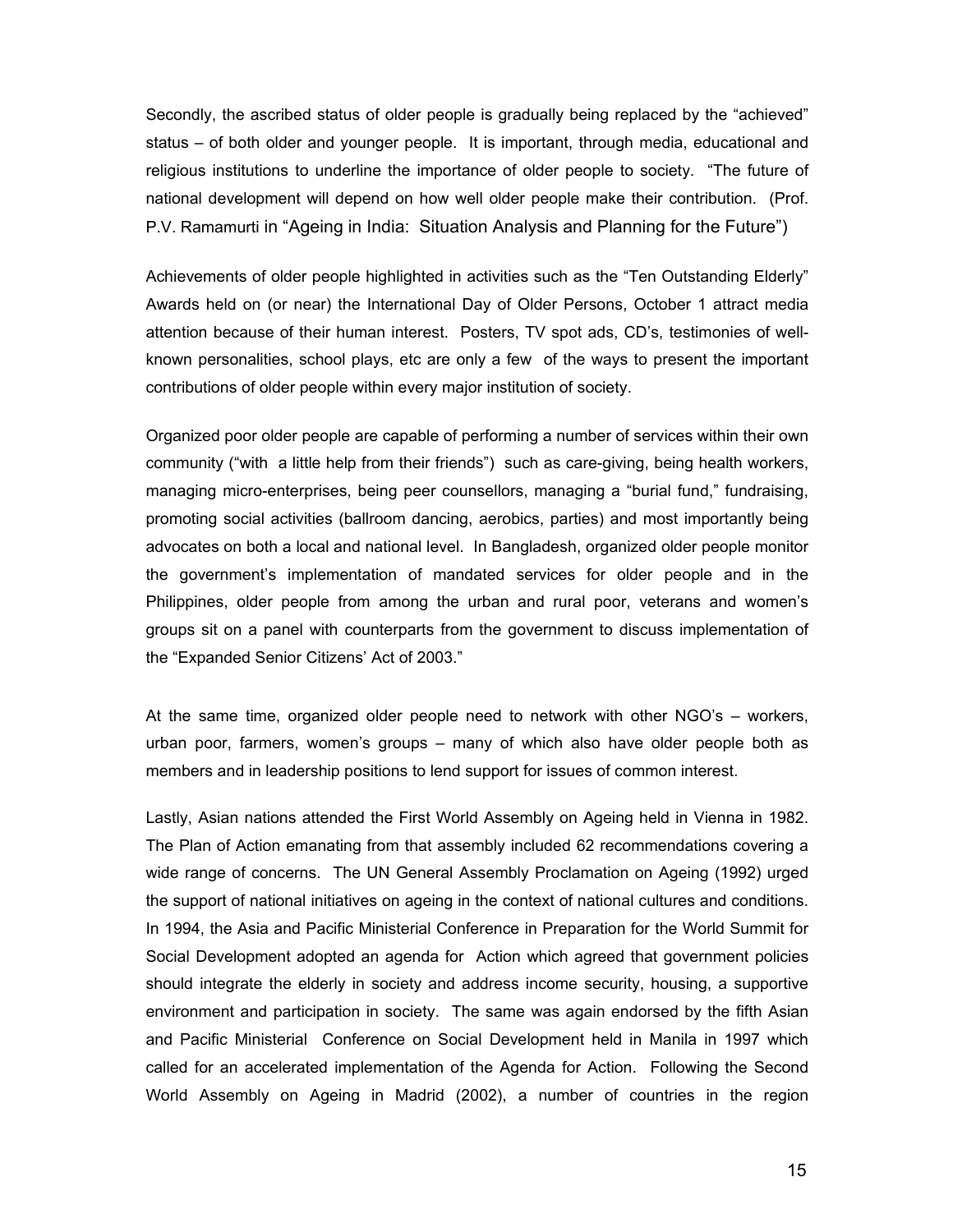Secondly, the ascribed status of older people is gradually being replaced by the "achieved" status – of both older and younger people. It is important, through media, educational and religious institutions to underline the importance of older people to society. "The future of national development will depend on how well older people make their contribution. (Prof. P.V. Ramamurti in "Ageing in India: Situation Analysis and Planning for the Future")

Achievements of older people highlighted in activities such as the "Ten Outstanding Elderly" Awards held on (or near) the International Day of Older Persons, October 1 attract media attention because of their human interest. Posters, TV spot ads, CD's, testimonies of well-known personalities, school plays, etc are only a few of the ways to present the important contributions of older people within every major institution of society.

Organized poor older people are capable of performing a number of services within their own community ("with a little help from their friends") such as care-giving, being health workers, managing micro-enterprises, being peer counsellors, managing a "burial fund," fundraising, promoting social activities (ballroom dancing, aerobics, parties) and most importantly being advocates on both a local and national level. In Bangladesh, organized older people monitor the government's implementation of mandated services for older people and in the Philippines, older people from among the urban and rural poor, veterans and women's groups sit on a panel with counterparts from the government to discuss implementation of the "Expanded Senior Citizens' Act of 2003."

At the same time, organized older people need to network with other NGO's – workers, urban poor, farmers, women's groups – many of which also have older people both as members and in leadership positions to lend support for issues of common interest.

Lastly, Asian nations attended the First World Assembly on Ageing held in Vienna in 1982. The Plan of Action emanating from that assembly included 62 recommendations covering a wide range of concerns. The UN General Assembly Proclamation on Ageing (1992) urged the support of national initiatives on ageing in the context of national cultures and conditions. In 1994, the Asia and Pacific Ministerial Conference in Preparation for the World Summit for Social Development adopted an agenda for Action which agreed that government policies should integrate the elderly in society and address income security, housing, a supportive environment and participation in society. The same was again endorsed by the fifth Asian and Pacific Ministerial Conference on Social Development held in Manila in 1997 which called for an accelerated implementation of the Agenda for Action. Following the Second World Assembly on Ageing in Madrid (2002), a number of countries in the region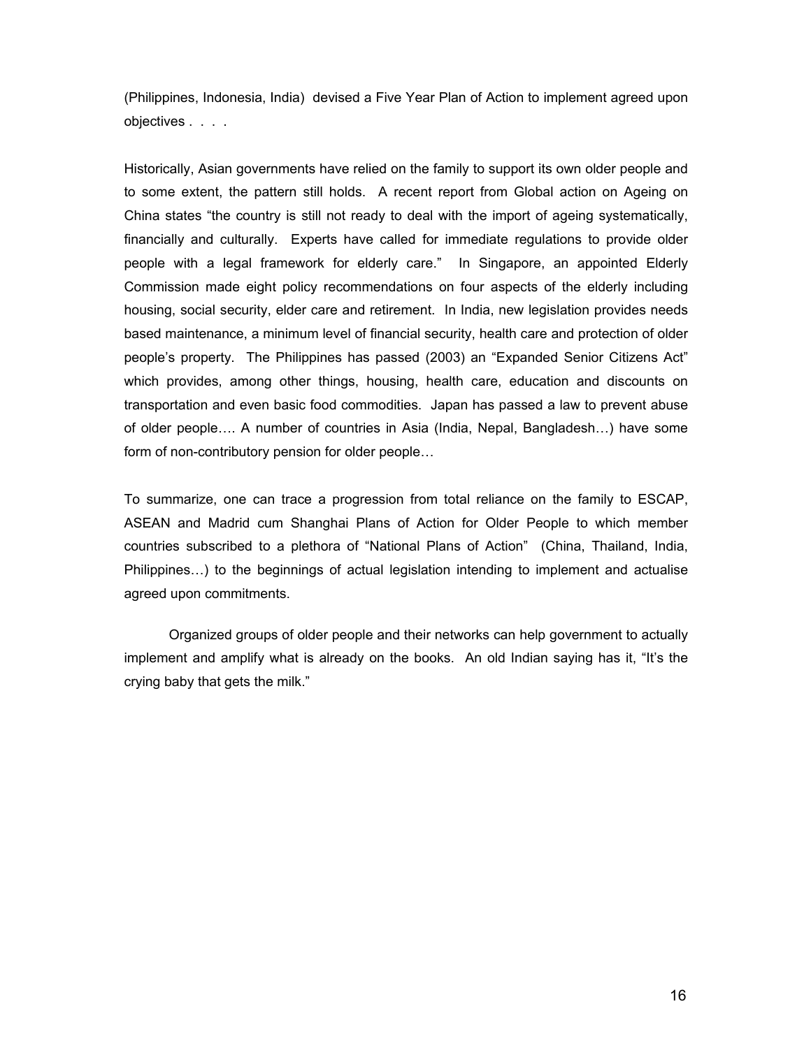(Philippines, Indonesia, India) devised a Five Year Plan of Action to implement agreed upon objectives . . . .

Historically, Asian governments have relied on the family to support its own older people and to some extent, the pattern still holds. A recent report from Global action on Ageing on China states "the country is still not ready to deal with the import of ageing systematically, financially and culturally. Experts have called for immediate regulations to provide older people with a legal framework for elderly care." In Singapore, an appointed Elderly Commission made eight policy recommendations on four aspects of the elderly including housing, social security, elder care and retirement. In India, new legislation provides needs based maintenance, a minimum level of financial security, health care and protection of older people's property. The Philippines has passed (2003) an "Expanded Senior Citizens Act" which provides, among other things, housing, health care, education and discounts on transportation and even basic food commodities. Japan has passed a law to prevent abuse of older people…. A number of countries in Asia (India, Nepal, Bangladesh…) have some form of non-contributory pension for older people…

To summarize, one can trace a progression from total reliance on the family to ESCAP, ASEAN and Madrid cum Shanghai Plans of Action for Older People to which member countries subscribed to a plethora of "National Plans of Action" (China, Thailand, India, Philippines…) to the beginnings of actual legislation intending to implement and actualise agreed upon commitments.

Organized groups of older people and their networks can help government to actually implement and amplify what is already on the books. An old Indian saying has it, "It's the crying baby that gets the milk."